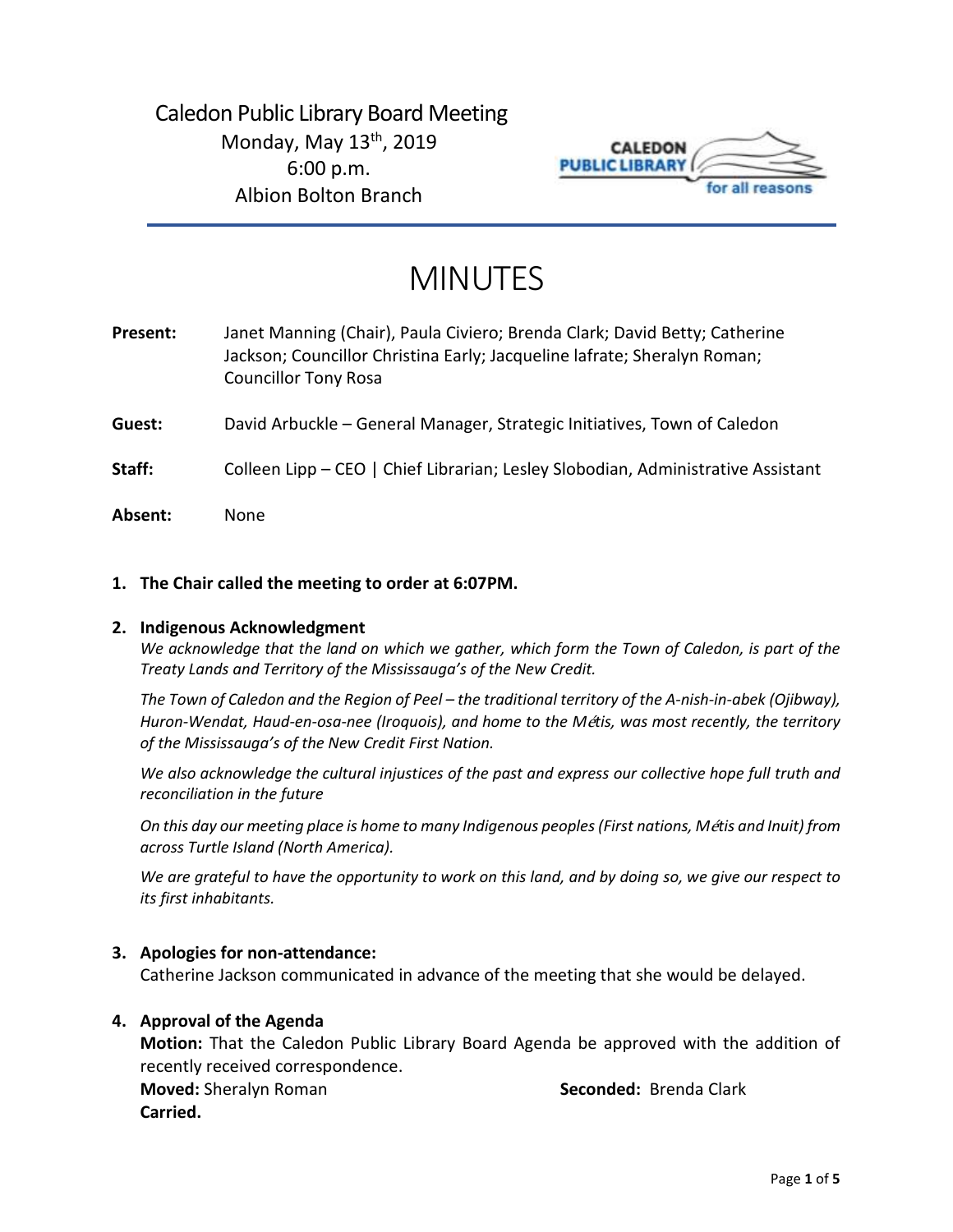Caledon Public Library Board Meeting
Monday, May 13th, 2019
6:00 p.m.
Albion Bolton Branch

# MINUTES

**Present:** Janet Manning (Chair), Paula Civiero; Brenda Clark; David Betty; Catherine Jackson; Councillor Christina Early; Jacqueline lafrate; Sheralyn Roman; Councillor Tony Rosa

**Guest:** David Arbuckle – General Manager, Strategic Initiatives, Town of Caledon

**Staff:** Colleen Lipp – CEO | Chief Librarian; Lesley Slobodian, Administrative Assistant

**Absent:** None

1. **The Chair called the meeting to order at 6:07PM.**

2. **Indigenous Acknowledgment**

   *We acknowledge that the land on which we gather, which form the Town of Caledon, is part of the Treaty Lands and Territory of the Mississauga's of the New Credit.*

   *The Town of Caledon and the Region of Peel – the traditional territory of the A-nish-in-abek (Ojibway), Huron-Wendat, Haud-en-osa-nee (Iroquois), and home to the Métis, was most recently, the territory of the Mississauga's of the New Credit First Nation.*

   *We also acknowledge the cultural injustices of the past and express our collective hope full truth and reconciliation in the future*

   *On this day our meeting place is home to many Indigenous peoples (First nations, Métis and Inuit) from across Turtle Island (North America).*

   *We are grateful to have the opportunity to work on this land, and by doing so, we give our respect to its first inhabitants.*

3. **Apologies for non-attendance:**

   Catherine Jackson communicated in advance of the meeting that she would be delayed.

4. **Approval of the Agenda**

   **Motion:** That the Caledon Public Library Board Agenda be approved with the addition of recently received correspondence.

   **Moved:** Sheralyn Roman **Seconded:** Brenda Clark

   **Carried.**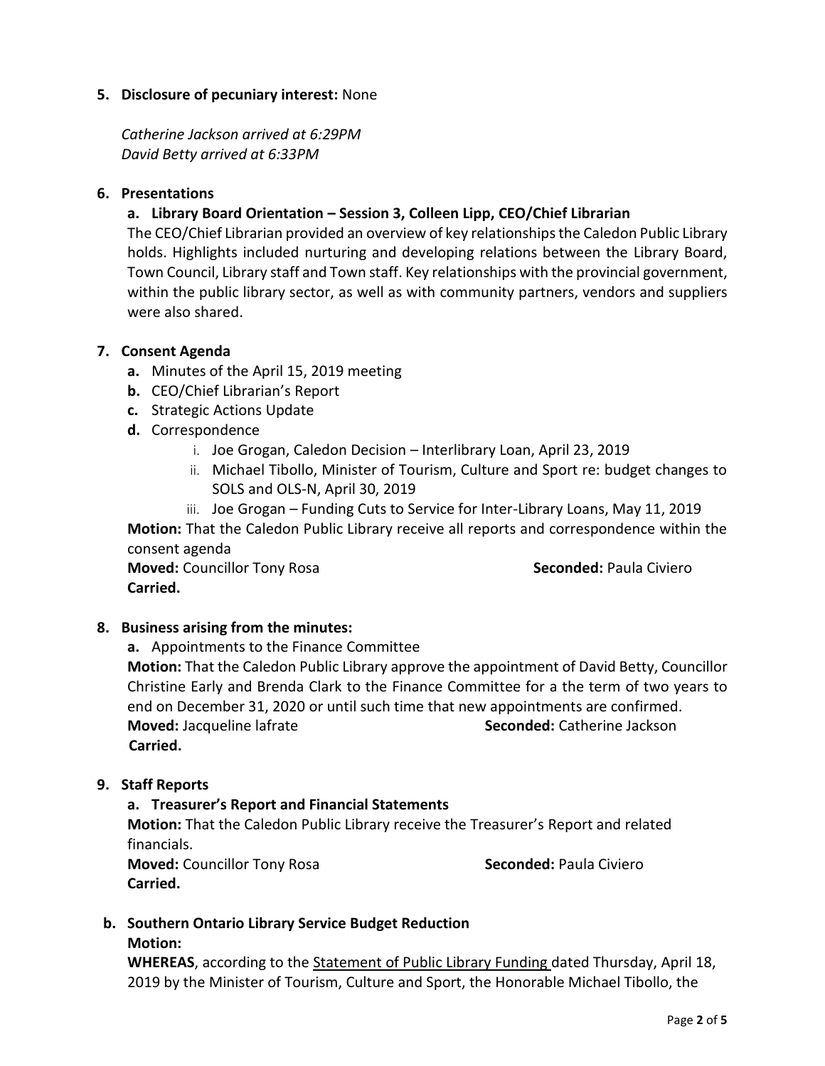**5. Disclosure of pecuniary interest:** None

*Catherine Jackson arrived at 6:29PM*
*David Betty arrived at 6:33PM*

**6. Presentations**

**a. Library Board Orientation – Session 3, Colleen Lipp, CEO/Chief Librarian**

The CEO/Chief Librarian provided an overview of key relationships the Caledon Public Library holds. Highlights included nurturing and developing relations between the Library Board, Town Council, Library staff and Town staff. Key relationships with the provincial government, within the public library sector, as well as with community partners, vendors and suppliers were also shared.

**7. Consent Agenda**

- **a.** Minutes of the April 15, 2019 meeting
- **b.** CEO/Chief Librarian's Report
- **c.** Strategic Actions Update
- **d.** Correspondence
    - i. Joe Grogan, Caledon Decision – Interlibrary Loan, April 23, 2019
    - ii. Michael Tibollo, Minister of Tourism, Culture and Sport re: budget changes to SOLS and OLS-N, April 30, 2019
    - iii. Joe Grogan – Funding Cuts to Service for Inter-Library Loans, May 11, 2019

**Motion:** That the Caledon Public Library receive all reports and correspondence within the consent agenda

**Moved:** Councillor Tony Rosa **Seconded:** Paula Civiero
**Carried.**

**8. Business arising from the minutes:**

**a.** Appointments to the Finance Committee

**Motion:** That the Caledon Public Library approve the appointment of David Betty, Councillor Christine Early and Brenda Clark to the Finance Committee for a the term of two years to end on December 31, 2020 or until such time that new appointments are confirmed.

**Moved:** Jacqueline lafrate **Seconded:** Catherine Jackson
**Carried.**

**9. Staff Reports**

**a. Treasurer's Report and Financial Statements**

**Motion:** That the Caledon Public Library receive the Treasurer's Report and related financials.

**Moved:** Councillor Tony Rosa **Seconded:** Paula Civiero
**Carried.**

**b. Southern Ontario Library Service Budget Reduction**

**Motion:**

**WHEREAS**, according to the Statement of Public Library Funding dated Thursday, April 18, 2019 by the Minister of Tourism, Culture and Sport, the Honorable Michael Tibollo, the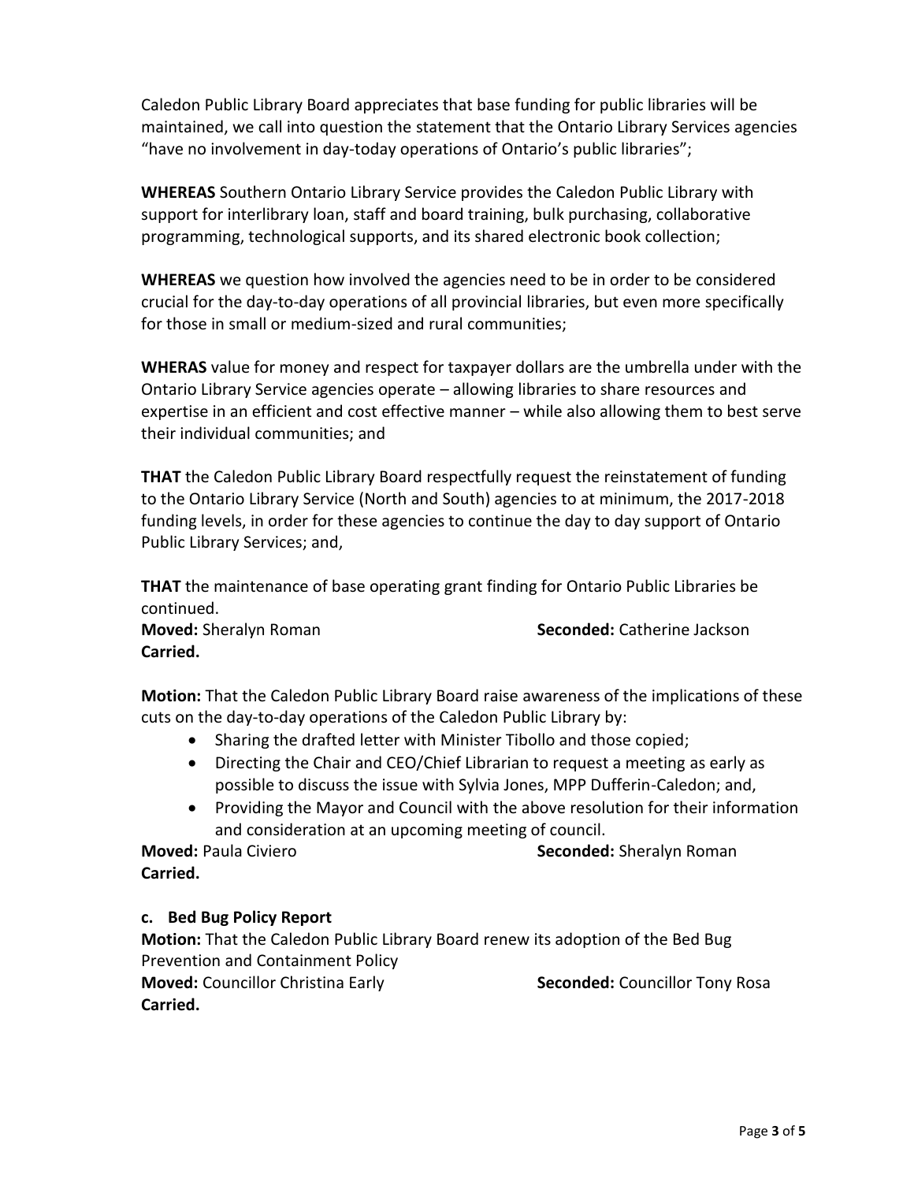Caledon Public Library Board appreciates that base funding for public libraries will be maintained, we call into question the statement that the Ontario Library Services agencies "have no involvement in day-today operations of Ontario's public libraries";

**WHEREAS** Southern Ontario Library Service provides the Caledon Public Library with support for interlibrary loan, staff and board training, bulk purchasing, collaborative programming, technological supports, and its shared electronic book collection;

**WHEREAS** we question how involved the agencies need to be in order to be considered crucial for the day-to-day operations of all provincial libraries, but even more specifically for those in small or medium-sized and rural communities;

**WHERAS** value for money and respect for taxpayer dollars are the umbrella under with the Ontario Library Service agencies operate – allowing libraries to share resources and expertise in an efficient and cost effective manner – while also allowing them to best serve their individual communities; and

**THAT** the Caledon Public Library Board respectfully request the reinstatement of funding to the Ontario Library Service (North and South) agencies to at minimum, the 2017-2018 funding levels, in order for these agencies to continue the day to day support of Ontario Public Library Services; and,

**THAT** the maintenance of base operating grant finding for Ontario Public Libraries be continued.

**Moved:** Sheralyn Roman **Seconded:** Catherine Jackson
**Carried.**

**Motion:** That the Caledon Public Library Board raise awareness of the implications of these cuts on the day-to-day operations of the Caledon Public Library by:

- Sharing the drafted letter with Minister Tibollo and those copied;
- Directing the Chair and CEO/Chief Librarian to request a meeting as early as possible to discuss the issue with Sylvia Jones, MPP Dufferin-Caledon; and,
- Providing the Mayor and Council with the above resolution for their information and consideration at an upcoming meeting of council.

**Moved:** Paula Civiero **Seconded:** Sheralyn Roman
**Carried.**

**c. Bed Bug Policy Report**

**Motion:** That the Caledon Public Library Board renew its adoption of the Bed Bug Prevention and Containment Policy

**Moved:** Councillor Christina Early **Seconded:** Councillor Tony Rosa
**Carried.**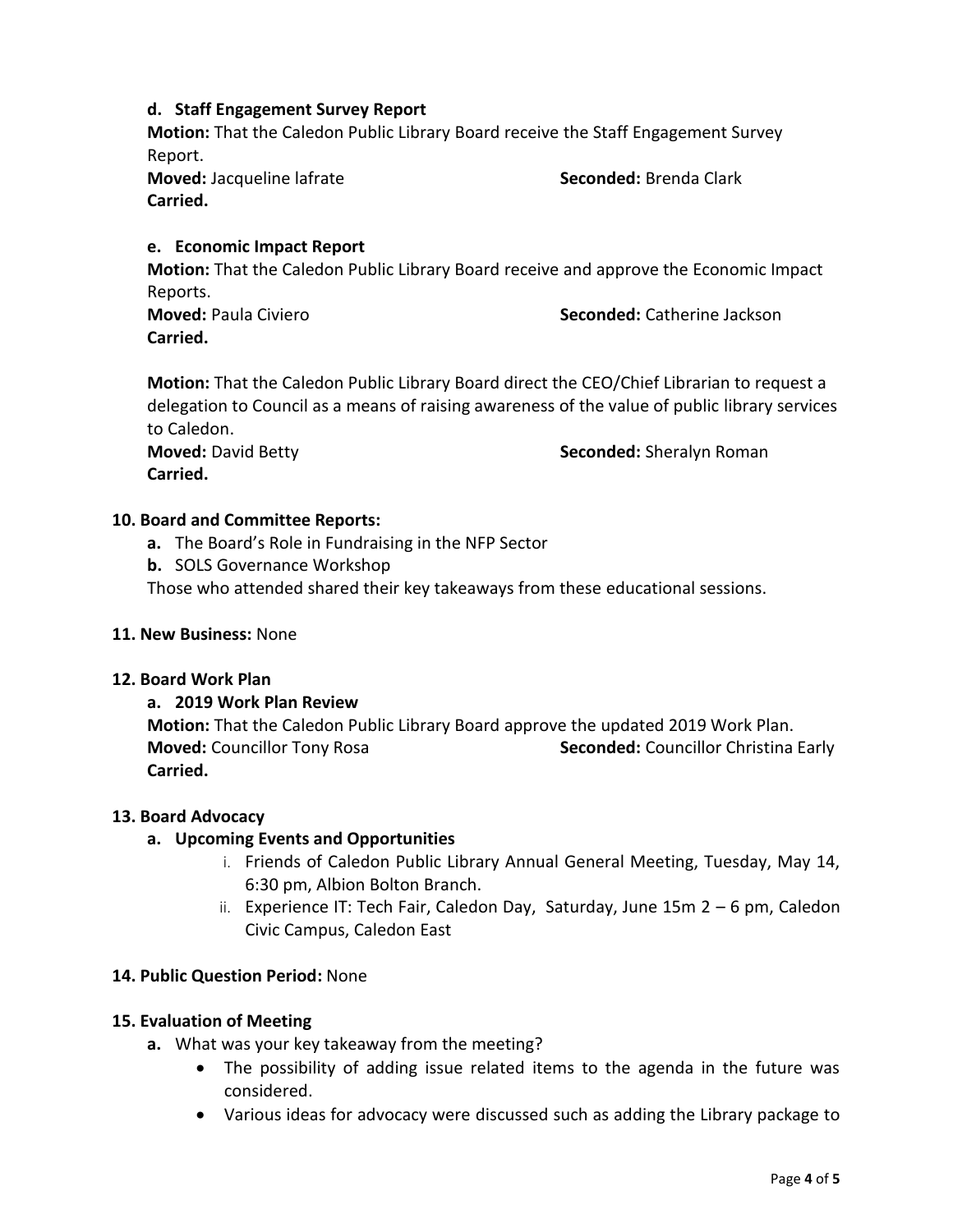**d. Staff Engagement Survey Report**

**Motion:** That the Caledon Public Library Board receive the Staff Engagement Survey Report.

**Moved:** Jacqueline Iafrate **Seconded:** Brenda Clark

**Carried.**

**e. Economic Impact Report**

**Motion:** That the Caledon Public Library Board receive and approve the Economic Impact Reports.

**Moved:** Paula Civiero **Seconded:** Catherine Jackson

**Carried.**

**Motion:** That the Caledon Public Library Board direct the CEO/Chief Librarian to request a delegation to Council as a means of raising awareness of the value of public library services to Caledon.

**Moved:** David Betty **Seconded:** Sheralyn Roman

**Carried.**

## 10. Board and Committee Reports:

**a.** The Board's Role in Fundraising in the NFP Sector

**b.** SOLS Governance Workshop

Those who attended shared their key takeaways from these educational sessions.

## 11. New Business: None

## 12. Board Work Plan

**a. 2019 Work Plan Review**

**Motion:** That the Caledon Public Library Board approve the updated 2019 Work Plan.

**Moved:** Councillor Tony Rosa **Seconded:** Councillor Christina Early

**Carried.**

## 13. Board Advocacy

**a. Upcoming Events and Opportunities**

i. Friends of Caledon Public Library Annual General Meeting, Tuesday, May 14, 6:30 pm, Albion Bolton Branch.

ii. Experience IT: Tech Fair, Caledon Day, Saturday, June 15m 2 – 6 pm, Caledon Civic Campus, Caledon East

## 14. Public Question Period: None

## 15. Evaluation of Meeting

**a.** What was your key takeaway from the meeting?

- The possibility of adding issue related items to the agenda in the future was considered.
- Various ideas for advocacy were discussed such as adding the Library package to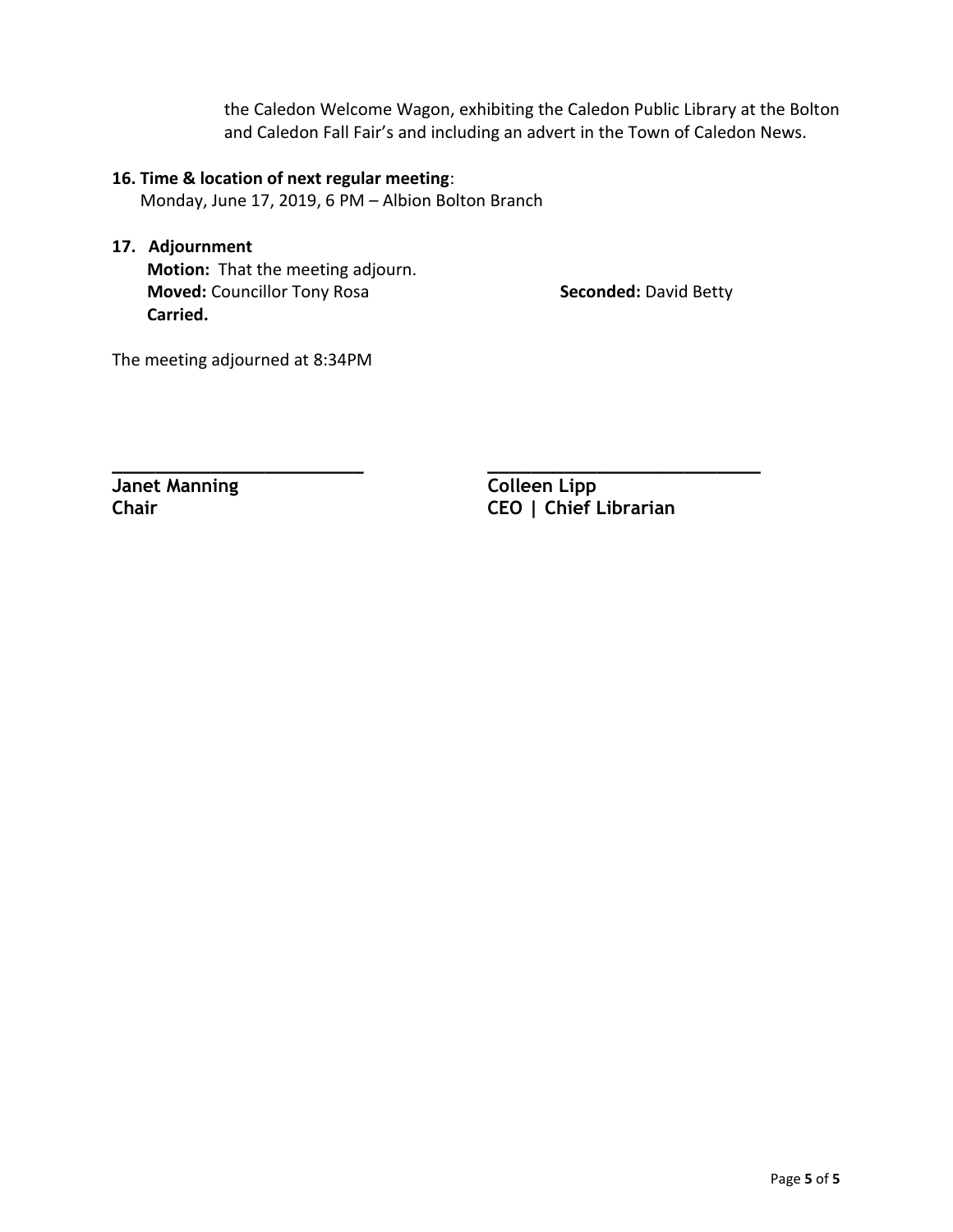the Caledon Welcome Wagon, exhibiting the Caledon Public Library at the Bolton and Caledon Fall Fair's and including an advert in the Town of Caledon News.

**16. Time & location of next regular meeting**:

Monday, June 17, 2019, 6 PM – Albion Bolton Branch

**17. Adjournment**

**Motion:** That the meeting adjourn.

**Moved:** Councillor Tony Rosa **Seconded:** David Betty

**Carried.**

The meeting adjourned at 8:34PM

| | |
|---|---|
| **Janet Manning** | **Colleen Lipp** |
| **Chair** | **CEO \| Chief Librarian** |